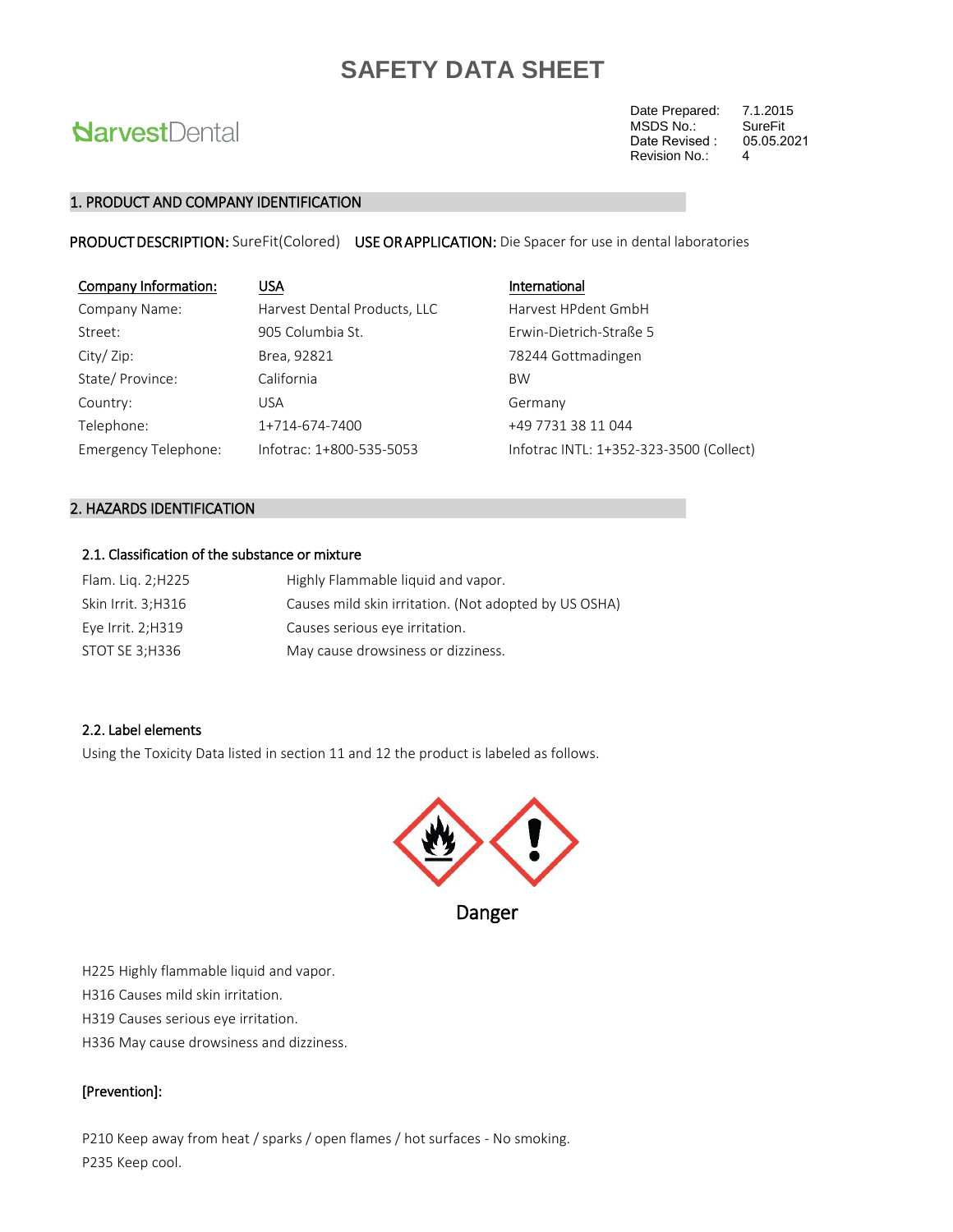# SAFETY DATA SHEET

HarvestDental

| | |
|---|---|
| Date Prepared: | 7.1.2015 |
| MSDS No.: | SureFit |
| Date Revised : | 05.05.2021 |
| Revision No.: | 4 |

## 1. PRODUCT AND COMPANY IDENTIFICATION

**PRODUCT DESCRIPTION:** SureFit(Colored) **USE OR APPLICATION:** Die Spacer for use in dental laboratories

| Company Information: | USA | International |
|---|---|---|
| Company Name: | Harvest Dental Products, LLC | Harvest HPdent GmbH |
| Street: | 905 Columbia St. | Erwin-Dietrich-Straße 5 |
| City/ Zip: | Brea, 92821 | 78244 Gottmadingen |
| State/ Province: | California | BW |
| Country: | USA | Germany |
| Telephone: | 1+714-674-7400 | +49 7731 38 11 044 |
| Emergency Telephone: | Infotrac: 1+800-535-5053 | Infotrac INTL: 1+352-323-3500 (Collect) |

## 2. HAZARDS IDENTIFICATION

### 2.1. Classification of the substance or mixture

| | |
|---|---|
| Flam. Liq. 2;H225 | Highly Flammable liquid and vapor. |
| Skin Irrit. 3;H316 | Causes mild skin irritation. (Not adopted by US OSHA) |
| Eye Irrit. 2;H319 | Causes serious eye irritation. |
| STOT SE 3;H336 | May cause drowsiness or dizziness. |

### 2.2. Label elements

Using the Toxicity Data listed in section 11 and 12 the product is labeled as follows.

Danger

H225 Highly flammable liquid and vapor.
H316 Causes mild skin irritation.
H319 Causes serious eye irritation.
H336 May cause drowsiness and dizziness.

[Prevention]:

P210 Keep away from heat / sparks / open flames / hot surfaces - No smoking.
P235 Keep cool.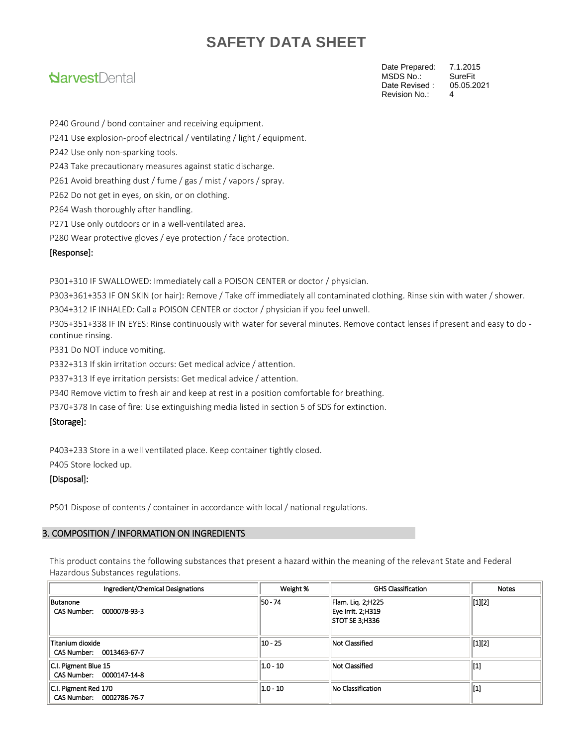P240 Ground / bond container and receiving equipment.

P241 Use explosion-proof electrical / ventilating / light / equipment.

P242 Use only non-sparking tools.

P243 Take precautionary measures against static discharge.

P261 Avoid breathing dust / fume / gas / mist / vapors / spray.

P262 Do not get in eyes, on skin, or on clothing.

P264 Wash thoroughly after handling.

P271 Use only outdoors or in a well-ventilated area.

P280 Wear protective gloves / eye protection / face protection.

[Response]:

P301+310 IF SWALLOWED: Immediately call a POISON CENTER or doctor / physician.

P303+361+353 IF ON SKIN (or hair): Remove / Take off immediately all contaminated clothing. Rinse skin with water / shower.

P304+312 IF INHALED: Call a POISON CENTER or doctor / physician if you feel unwell.

P305+351+338 IF IN EYES: Rinse continuously with water for several minutes. Remove contact lenses if present and easy to do - continue rinsing.

P331 Do NOT induce vomiting.

P332+313 If skin irritation occurs: Get medical advice / attention.

P337+313 If eye irritation persists: Get medical advice / attention.

P340 Remove victim to fresh air and keep at rest in a position comfortable for breathing.

P370+378 In case of fire: Use extinguishing media listed in section 5 of SDS for extinction.

[Storage]:

P403+233 Store in a well ventilated place. Keep container tightly closed.

P405 Store locked up.

[Disposal]:

P501 Dispose of contents / container in accordance with local / national regulations.

## 3. COMPOSITION / INFORMATION ON INGREDIENTS

This product contains the following substances that present a hazard within the meaning of the relevant State and Federal Hazardous Substances regulations.

| Ingredient/Chemical Designations | Weight % | GHS Classification | Notes |
|---|---|---|---|
| Butanone<br>CAS Number: 0000078-93-3 | 50 - 74 | Flam. Liq. 2;H225<br>Eye Irrit. 2;H319<br>STOT SE 3;H336 | [1][2] |
| Titanium dioxide<br>CAS Number: 0013463-67-7 | 10 - 25 | Not Classified | [1][2] |
| C.I. Pigment Blue 15<br>CAS Number: 0000147-14-8 | 1.0 - 10 | Not Classified | [1] |
| C.I. Pigment Red 170<br>CAS Number: 0002786-76-7 | 1.0 - 10 | No Classification | [1] |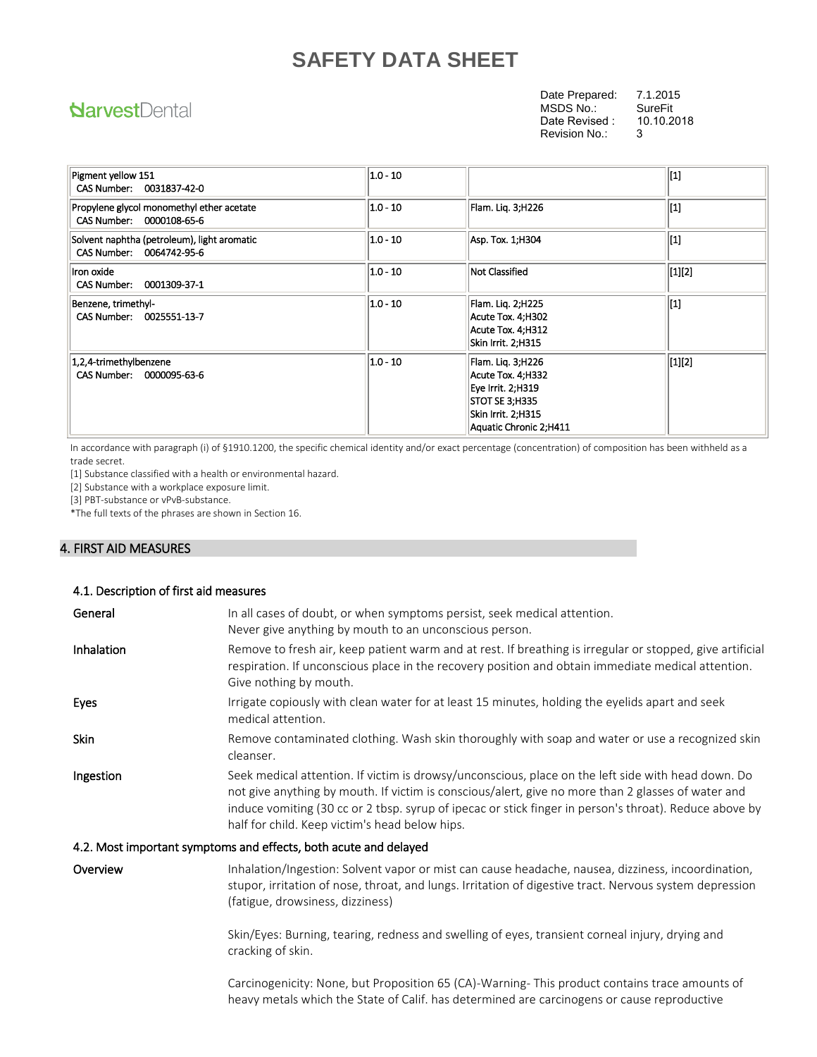| | | | |
|---|---|---|---|
| Pigment yellow 151<br>CAS Number: 0031837-42-0 | 1.0 - 10 | | [1] |
| Propylene glycol monomethyl ether acetate<br>CAS Number: 0000108-65-6 | 1.0 - 10 | Flam. Liq. 3;H226 | [1] |
| Solvent naphtha (petroleum), light aromatic<br>CAS Number: 0064742-95-6 | 1.0 - 10 | Asp. Tox. 1;H304 | [1] |
| Iron oxide<br>CAS Number: 0001309-37-1 | 1.0 - 10 | Not Classified | [1][2] |
| Benzene, trimethyl-<br>CAS Number: 0025551-13-7 | 1.0 - 10 | Flam. Liq. 2;H225<br>Acute Tox. 4;H302<br>Acute Tox. 4;H312<br>Skin Irrit. 2;H315 | [1] |
| 1,2,4-trimethylbenzene<br>CAS Number: 0000095-63-6 | 1.0 - 10 | Flam. Liq. 3;H226<br>Acute Tox. 4;H332<br>Eye Irrit. 2;H319<br>STOT SE 3;H335<br>Skin Irrit. 2;H315<br>Aquatic Chronic 2;H411 | [1][2] |

In accordance with paragraph (i) of §1910.1200, the specific chemical identity and/or exact percentage (concentration) of composition has been withheld as a trade secret.

[1] Substance classified with a health or environmental hazard.

[2] Substance with a workplace exposure limit.

[3] PBT-substance or vPvB-substance.

*The full texts of the phrases are shown in Section 16.

## 4. FIRST AID MEASURES

### 4.1. Description of first aid measures

**General**
In all cases of doubt, or when symptoms persist, seek medical attention.
Never give anything by mouth to an unconscious person.

**Inhalation**
Remove to fresh air, keep patient warm and at rest. If breathing is irregular or stopped, give artificial respiration. If unconscious place in the recovery position and obtain immediate medical attention. Give nothing by mouth.

**Eyes**
Irrigate copiously with clean water for at least 15 minutes, holding the eyelids apart and seek medical attention.

**Skin**
Remove contaminated clothing. Wash skin thoroughly with soap and water or use a recognized skin cleanser.

**Ingestion**
Seek medical attention. If victim is drowsy/unconscious, place on the left side with head down. Do not give anything by mouth. If victim is conscious/alert, give no more than 2 glasses of water and induce vomiting (30 cc or 2 tbsp. syrup of ipecac or stick finger in person's throat). Reduce above by half for child. Keep victim's head below hips.

### 4.2. Most important symptoms and effects, both acute and delayed

**Overview**
Inhalation/Ingestion: Solvent vapor or mist can cause headache, nausea, dizziness, incoordination, stupor, irritation of nose, throat, and lungs. Irritation of digestive tract. Nervous system depression (fatigue, drowsiness, dizziness)

Skin/Eyes: Burning, tearing, redness and swelling of eyes, transient corneal injury, drying and cracking of skin.

Carcinogenicity: None, but Proposition 65 (CA)-Warning- This product contains trace amounts of heavy metals which the State of Calif. has determined are carcinogens or cause reproductive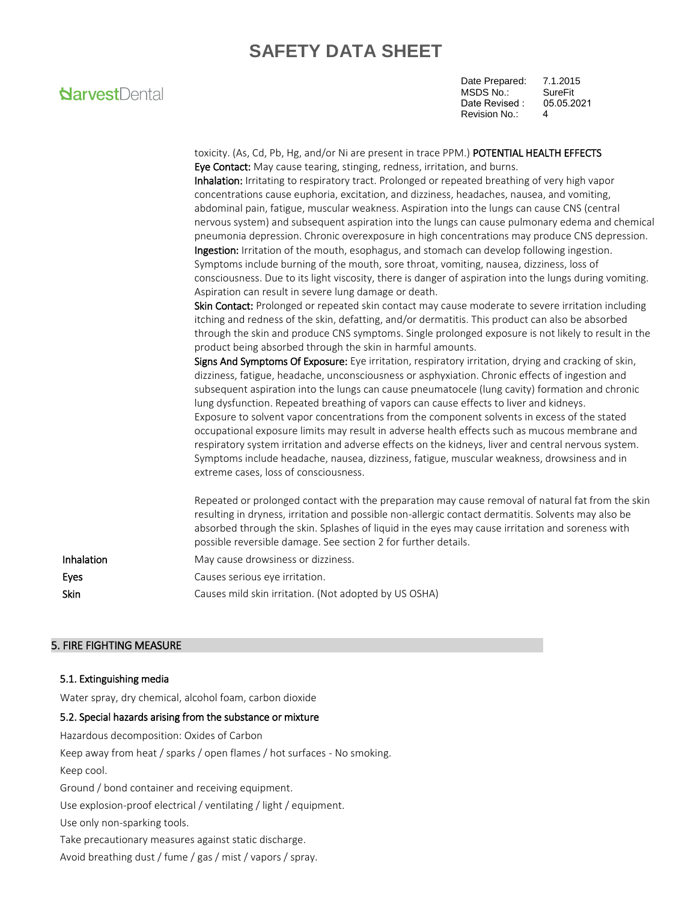toxicity. (As, Cd, Pb, Hg, and/or Ni are present in trace PPM.) POTENTIAL HEALTH EFFECTS

**Eye Contact:** May cause tearing, stinging, redness, irritation, and burns.

**Inhalation:** Irritating to respiratory tract. Prolonged or repeated breathing of very high vapor concentrations cause euphoria, excitation, and dizziness, headaches, nausea, and vomiting, abdominal pain, fatigue, muscular weakness. Aspiration into the lungs can cause CNS (central nervous system) and subsequent aspiration into the lungs can cause pulmonary edema and chemical pneumonia depression. Chronic overexposure in high concentrations may produce CNS depression.

**Ingestion:** Irritation of the mouth, esophagus, and stomach can develop following ingestion. Symptoms include burning of the mouth, sore throat, vomiting, nausea, dizziness, loss of consciousness. Due to its light viscosity, there is danger of aspiration into the lungs during vomiting. Aspiration can result in severe lung damage or death.

**Skin Contact:** Prolonged or repeated skin contact may cause moderate to severe irritation including itching and redness of the skin, defatting, and/or dermatitis. This product can also be absorbed through the skin and produce CNS symptoms. Single prolonged exposure is not likely to result in the product being absorbed through the skin in harmful amounts.

**Signs And Symptoms Of Exposure:** Eye irritation, respiratory irritation, drying and cracking of skin, dizziness, fatigue, headache, unconsciousness or asphyxiation. Chronic effects of ingestion and subsequent aspiration into the lungs can cause pneumatocele (lung cavity) formation and chronic lung dysfunction. Repeated breathing of vapors can cause effects to liver and kidneys.
Exposure to solvent vapor concentrations from the component solvents in excess of the stated occupational exposure limits may result in adverse health effects such as mucous membrane and respiratory system irritation and adverse effects on the kidneys, liver and central nervous system. Symptoms include headache, nausea, dizziness, fatigue, muscular weakness, drowsiness and in extreme cases, loss of consciousness.

Repeated or prolonged contact with the preparation may cause removal of natural fat from the skin resulting in dryness, irritation and possible non-allergic contact dermatitis. Solvents may also be absorbed through the skin. Splashes of liquid in the eyes may cause irritation and soreness with possible reversible damage. See section 2 for further details.

| | |
|---|---|
| Inhalation | May cause drowsiness or dizziness. |
| Eyes | Causes serious eye irritation. |
| Skin | Causes mild skin irritation. (Not adopted by US OSHA) |

## 5. FIRE FIGHTING MEASURE

### 5.1. Extinguishing media

Water spray, dry chemical, alcohol foam, carbon dioxide

### 5.2. Special hazards arising from the substance or mixture

Hazardous decomposition: Oxides of Carbon

Keep away from heat / sparks / open flames / hot surfaces - No smoking.

Keep cool.

Ground / bond container and receiving equipment.

Use explosion-proof electrical / ventilating / light / equipment.

Use only non-sparking tools.

Take precautionary measures against static discharge.

Avoid breathing dust / fume / gas / mist / vapors / spray.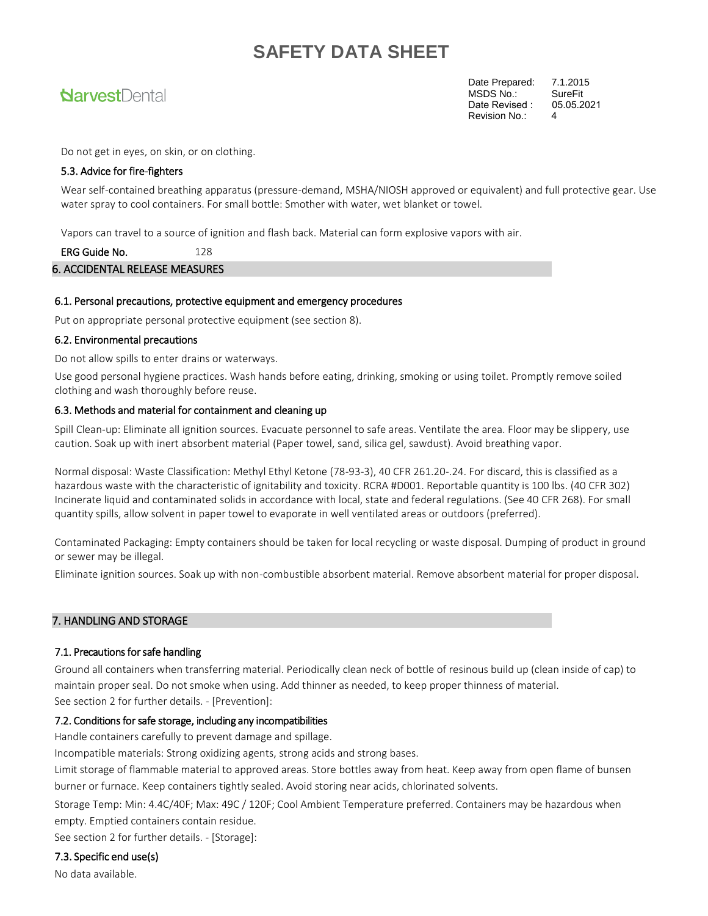Do not get in eyes, on skin, or on clothing.

### 5.3. Advice for fire-fighters

Wear self-contained breathing apparatus (pressure-demand, MSHA/NIOSH approved or equivalent) and full protective gear. Use water spray to cool containers. For small bottle: Smother with water, wet blanket or towel.

Vapors can travel to a source of ignition and flash back. Material can form explosive vapors with air.

**ERG Guide No.** 128

## 6. ACCIDENTAL RELEASE MEASURES

### 6.1. Personal precautions, protective equipment and emergency procedures

Put on appropriate personal protective equipment (see section 8).

### 6.2. Environmental precautions

Do not allow spills to enter drains or waterways.

Use good personal hygiene practices. Wash hands before eating, drinking, smoking or using toilet. Promptly remove soiled clothing and wash thoroughly before reuse.

### 6.3. Methods and material for containment and cleaning up

Spill Clean-up: Eliminate all ignition sources. Evacuate personnel to safe areas. Ventilate the area. Floor may be slippery, use caution. Soak up with inert absorbent material (Paper towel, sand, silica gel, sawdust). Avoid breathing vapor.

Normal disposal: Waste Classification: Methyl Ethyl Ketone (78-93-3), 40 CFR 261.20-.24. For discard, this is classified as a hazardous waste with the characteristic of ignitability and toxicity. RCRA #D001. Reportable quantity is 100 lbs. (40 CFR 302) Incinerate liquid and contaminated solids in accordance with local, state and federal regulations. (See 40 CFR 268). For small quantity spills, allow solvent in paper towel to evaporate in well ventilated areas or outdoors (preferred).

Contaminated Packaging: Empty containers should be taken for local recycling or waste disposal. Dumping of product in ground or sewer may be illegal.

Eliminate ignition sources. Soak up with non-combustible absorbent material. Remove absorbent material for proper disposal.

## 7. HANDLING AND STORAGE

### 7.1. Precautions for safe handling

Ground all containers when transferring material. Periodically clean neck of bottle of resinous build up (clean inside of cap) to maintain proper seal. Do not smoke when using. Add thinner as needed, to keep proper thinness of material.
See section 2 for further details. - [Prevention]:

### 7.2. Conditions for safe storage, including any incompatibilities

Handle containers carefully to prevent damage and spillage.

Incompatible materials: Strong oxidizing agents, strong acids and strong bases.

Limit storage of flammable material to approved areas. Store bottles away from heat. Keep away from open flame of bunsen burner or furnace. Keep containers tightly sealed. Avoid storing near acids, chlorinated solvents.

Storage Temp: Min: 4.4C/40F; Max: 49C / 120F; Cool Ambient Temperature preferred. Containers may be hazardous when empty. Emptied containers contain residue.

See section 2 for further details. - [Storage]:

### 7.3. Specific end use(s)

No data available.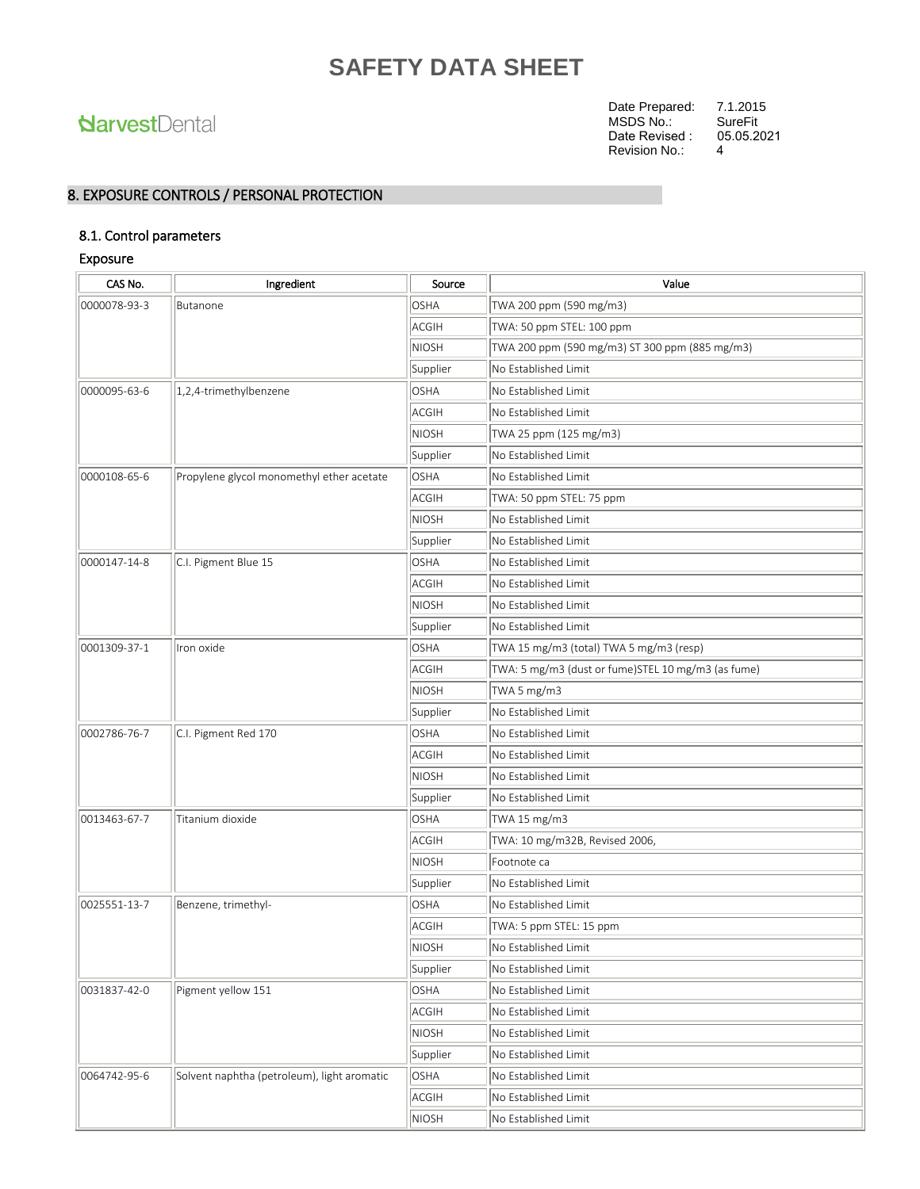# SAFETY DATA SHEET

HarvestDental

Date Prepared: 7.1.2015
MSDS No.: SureFit
Date Revised : 05.05.2021
Revision No.: 4

## 8. EXPOSURE CONTROLS / PERSONAL PROTECTION

### 8.1. Control parameters

#### Exposure

| CAS No. | Ingredient | Source | Value |
|---|---|---|---|
| 0000078-93-3 | Butanone | OSHA | TWA 200 ppm (590 mg/m3) |
| | | ACGIH | TWA: 50 ppm STEL: 100 ppm |
| | | NIOSH | TWA 200 ppm (590 mg/m3) ST 300 ppm (885 mg/m3) |
| | | Supplier | No Established Limit |
| 0000095-63-6 | 1,2,4-trimethylbenzene | OSHA | No Established Limit |
| | | ACGIH | No Established Limit |
| | | NIOSH | TWA 25 ppm (125 mg/m3) |
| | | Supplier | No Established Limit |
| 0000108-65-6 | Propylene glycol monomethyl ether acetate | OSHA | No Established Limit |
| | | ACGIH | TWA: 50 ppm STEL: 75 ppm |
| | | NIOSH | No Established Limit |
| | | Supplier | No Established Limit |
| 0000147-14-8 | C.I. Pigment Blue 15 | OSHA | No Established Limit |
| | | ACGIH | No Established Limit |
| | | NIOSH | No Established Limit |
| | | Supplier | No Established Limit |
| 0001309-37-1 | Iron oxide | OSHA | TWA 15 mg/m3 (total) TWA 5 mg/m3 (resp) |
| | | ACGIH | TWA: 5 mg/m3 (dust or fume)STEL 10 mg/m3 (as fume) |
| | | NIOSH | TWA 5 mg/m3 |
| | | Supplier | No Established Limit |
| 0002786-76-7 | C.I. Pigment Red 170 | OSHA | No Established Limit |
| | | ACGIH | No Established Limit |
| | | NIOSH | No Established Limit |
| | | Supplier | No Established Limit |
| 0013463-67-7 | Titanium dioxide | OSHA | TWA 15 mg/m3 |
| | | ACGIH | TWA: 10 mg/m32B, Revised 2006, |
| | | NIOSH | Footnote ca |
| | | Supplier | No Established Limit |
| 0025551-13-7 | Benzene, trimethyl- | OSHA | No Established Limit |
| | | ACGIH | TWA: 5 ppm STEL: 15 ppm |
| | | NIOSH | No Established Limit |
| | | Supplier | No Established Limit |
| 0031837-42-0 | Pigment yellow 151 | OSHA | No Established Limit |
| | | ACGIH | No Established Limit |
| | | NIOSH | No Established Limit |
| | | Supplier | No Established Limit |
| 0064742-95-6 | Solvent naphtha (petroleum), light aromatic | OSHA | No Established Limit |
| | | ACGIH | No Established Limit |
| | | NIOSH | No Established Limit |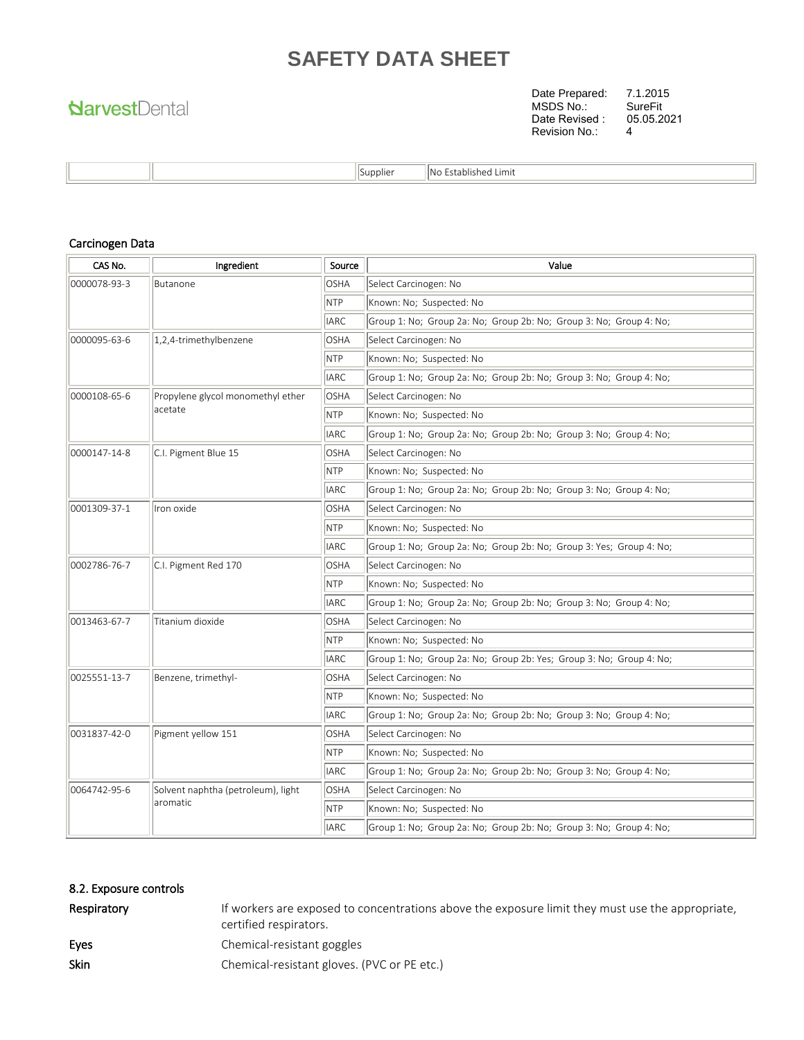| | | Supplier | No Established Limit |
|---|---|---|---|

### Carcinogen Data

| CAS No. | Ingredient | Source | Value |
|---|---|---|---|
| 0000078-93-3 | Butanone | OSHA | Select Carcinogen: No |
| | | NTP | Known: No; Suspected: No |
| | | IARC | Group 1: No; Group 2a: No; Group 2b: No; Group 3: No; Group 4: No; |
| 0000095-63-6 | 1,2,4-trimethylbenzene | OSHA | Select Carcinogen: No |
| | | NTP | Known: No; Suspected: No |
| | | IARC | Group 1: No; Group 2a: No; Group 2b: No; Group 3: No; Group 4: No; |
| 0000108-65-6 | Propylene glycol monomethyl ether acetate | OSHA | Select Carcinogen: No |
| | | NTP | Known: No; Suspected: No |
| | | IARC | Group 1: No; Group 2a: No; Group 2b: No; Group 3: No; Group 4: No; |
| 0000147-14-8 | C.I. Pigment Blue 15 | OSHA | Select Carcinogen: No |
| | | NTP | Known: No; Suspected: No |
| | | IARC | Group 1: No; Group 2a: No; Group 2b: No; Group 3: No; Group 4: No; |
| 0001309-37-1 | Iron oxide | OSHA | Select Carcinogen: No |
| | | NTP | Known: No; Suspected: No |
| | | IARC | Group 1: No; Group 2a: No; Group 2b: No; Group 3: Yes; Group 4: No; |
| 0002786-76-7 | C.I. Pigment Red 170 | OSHA | Select Carcinogen: No |
| | | NTP | Known: No; Suspected: No |
| | | IARC | Group 1: No; Group 2a: No; Group 2b: No; Group 3: No; Group 4: No; |
| 0013463-67-7 | Titanium dioxide | OSHA | Select Carcinogen: No |
| | | NTP | Known: No; Suspected: No |
| | | IARC | Group 1: No; Group 2a: No; Group 2b: Yes; Group 3: No; Group 4: No; |
| 0025551-13-7 | Benzene, trimethyl- | OSHA | Select Carcinogen: No |
| | | NTP | Known: No; Suspected: No |
| | | IARC | Group 1: No; Group 2a: No; Group 2b: No; Group 3: No; Group 4: No; |
| 0031837-42-0 | Pigment yellow 151 | OSHA | Select Carcinogen: No |
| | | NTP | Known: No; Suspected: No |
| | | IARC | Group 1: No; Group 2a: No; Group 2b: No; Group 3: No; Group 4: No; |
| 0064742-95-6 | Solvent naphtha (petroleum), light aromatic | OSHA | Select Carcinogen: No |
| | | NTP | Known: No; Suspected: No |
| | | IARC | Group 1: No; Group 2a: No; Group 2b: No; Group 3: No; Group 4: No; |

### 8.2. Exposure controls

**Respiratory** If workers are exposed to concentrations above the exposure limit they must use the appropriate, certified respirators.

**Eyes** Chemical-resistant goggles

**Skin** Chemical-resistant gloves. (PVC or PE etc.)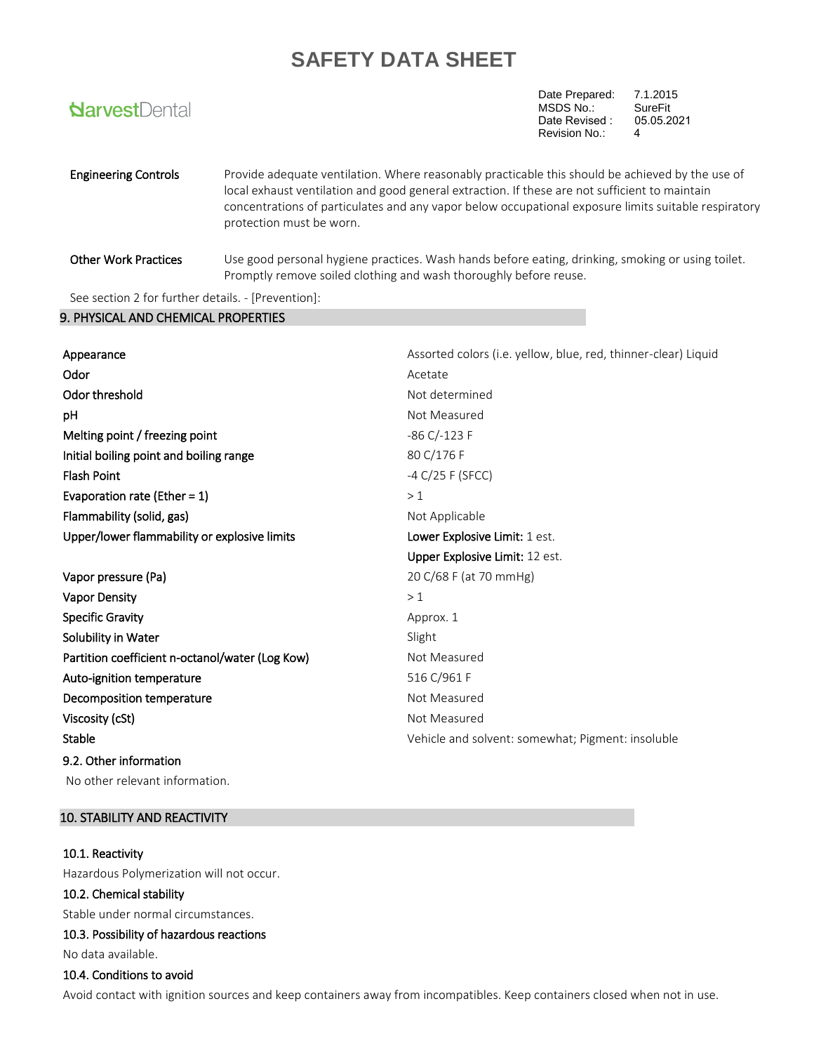| | |
|---|---|
| **Engineering Controls** | Provide adequate ventilation. Where reasonably practicable this should be achieved by the use of local exhaust ventilation and good general extraction. If these are not sufficient to maintain concentrations of particulates and any vapor below occupational exposure limits suitable respiratory protection must be worn. |
| **Other Work Practices** | Use good personal hygiene practices. Wash hands before eating, drinking, smoking or using toilet. Promptly remove soiled clothing and wash thoroughly before reuse. |

See section 2 for further details. - [Prevention]:

## 9. PHYSICAL AND CHEMICAL PROPERTIES

| | |
|---|---|
| Appearance | Assorted colors (i.e. yellow, blue, red, thinner-clear) Liquid |
| Odor | Acetate |
| Odor threshold | Not determined |
| pH | Not Measured |
| Melting point / freezing point | -86 C/-123 F |
| Initial boiling point and boiling range | 80 C/176 F |
| Flash Point | -4 C/25 F (SFCC) |
| Evaporation rate (Ether = 1) | > 1 |
| Flammability (solid, gas) | Not Applicable |
| Upper/lower flammability or explosive limits | **Lower Explosive Limit:** 1 est.<br>**Upper Explosive Limit:** 12 est. |
| Vapor pressure (Pa) | 20 C/68 F (at 70 mmHg) |
| Vapor Density | > 1 |
| Specific Gravity | Approx. 1 |
| Solubility in Water | Slight |
| Partition coefficient n-octanol/water (Log Kow) | Not Measured |
| Auto-ignition temperature | 516 C/961 F |
| Decomposition temperature | Not Measured |
| Viscosity (cSt) | Not Measured |
| Stable | Vehicle and solvent: somewhat; Pigment: insoluble |

### 9.2. Other information

No other relevant information.

## 10. STABILITY AND REACTIVITY

### 10.1. Reactivity

Hazardous Polymerization will not occur.

### 10.2. Chemical stability

Stable under normal circumstances.

### 10.3. Possibility of hazardous reactions

No data available.

### 10.4. Conditions to avoid

Avoid contact with ignition sources and keep containers away from incompatibles. Keep containers closed when not in use.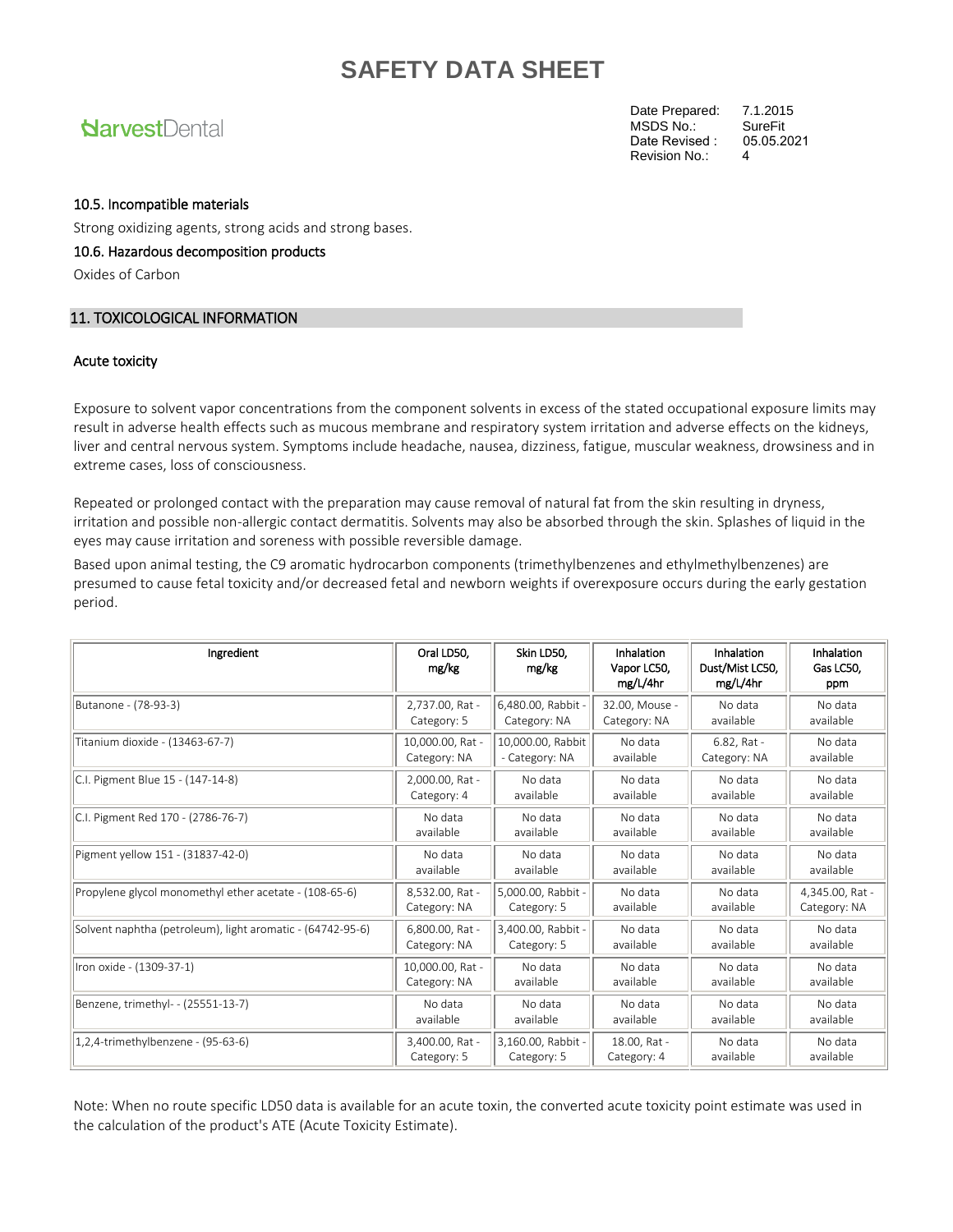### 10.5. Incompatible materials

Strong oxidizing agents, strong acids and strong bases.

### 10.6. Hazardous decomposition products

Oxides of Carbon

## 11. TOXICOLOGICAL INFORMATION

### Acute toxicity

Exposure to solvent vapor concentrations from the component solvents in excess of the stated occupational exposure limits may result in adverse health effects such as mucous membrane and respiratory system irritation and adverse effects on the kidneys, liver and central nervous system. Symptoms include headache, nausea, dizziness, fatigue, muscular weakness, drowsiness and in extreme cases, loss of consciousness.

Repeated or prolonged contact with the preparation may cause removal of natural fat from the skin resulting in dryness, irritation and possible non-allergic contact dermatitis. Solvents may also be absorbed through the skin. Splashes of liquid in the eyes may cause irritation and soreness with possible reversible damage.

Based upon animal testing, the C9 aromatic hydrocarbon components (trimethylbenzenes and ethylmethylbenzenes) are presumed to cause fetal toxicity and/or decreased fetal and newborn weights if overexposure occurs during the early gestation period.

| Ingredient | Oral LD50, mg/kg | Skin LD50, mg/kg | Inhalation Vapor LC50, mg/L/4hr | Inhalation Dust/Mist LC50, mg/L/4hr | Inhalation Gas LC50, ppm |
|---|---|---|---|---|---|
| Butanone - (78-93-3) | 2,737.00, Rat - Category: 5 | 6,480.00, Rabbit - Category: NA | 32.00, Mouse - Category: NA | No data available | No data available |
| Titanium dioxide - (13463-67-7) | 10,000.00, Rat - Category: NA | 10,000.00, Rabbit - Category: NA | No data available | 6.82, Rat - Category: NA | No data available |
| C.I. Pigment Blue 15 - (147-14-8) | 2,000.00, Rat - Category: 4 | No data available | No data available | No data available | No data available |
| C.I. Pigment Red 170 - (2786-76-7) | No data available | No data available | No data available | No data available | No data available |
| Pigment yellow 151 - (31837-42-0) | No data available | No data available | No data available | No data available | No data available |
| Propylene glycol monomethyl ether acetate - (108-65-6) | 8,532.00, Rat - Category: NA | 5,000.00, Rabbit - Category: 5 | No data available | No data available | 4,345.00, Rat - Category: NA |
| Solvent naphtha (petroleum), light aromatic - (64742-95-6) | 6,800.00, Rat - Category: NA | 3,400.00, Rabbit - Category: 5 | No data available | No data available | No data available |
| Iron oxide - (1309-37-1) | 10,000.00, Rat - Category: NA | No data available | No data available | No data available | No data available |
| Benzene, trimethyl- - (25551-13-7) | No data available | No data available | No data available | No data available | No data available |
| 1,2,4-trimethylbenzene - (95-63-6) | 3,400.00, Rat - Category: 5 | 3,160.00, Rabbit - Category: 5 | 18.00, Rat - Category: 4 | No data available | No data available |

Note: When no route specific LD50 data is available for an acute toxin, the converted acute toxicity point estimate was used in the calculation of the product's ATE (Acute Toxicity Estimate).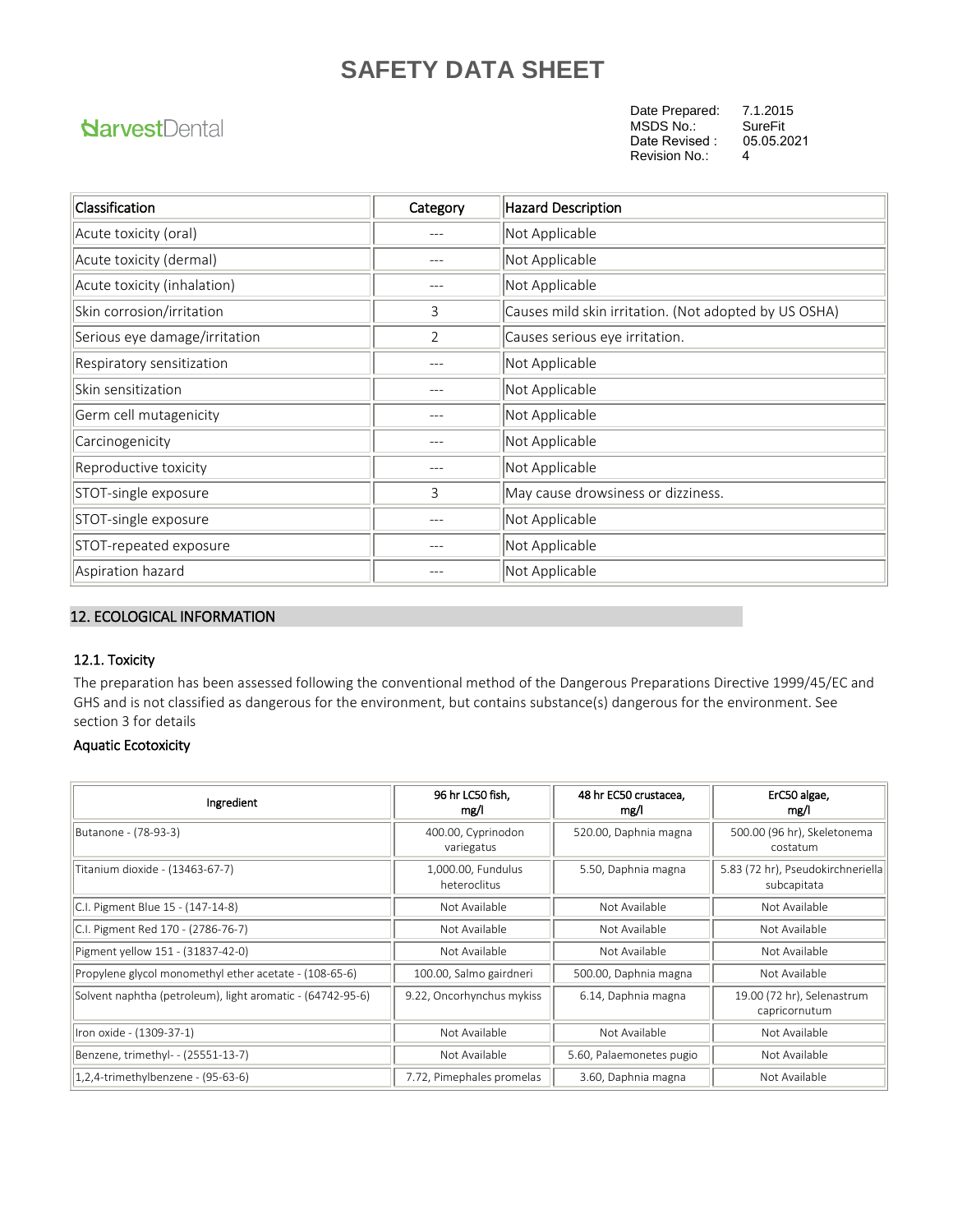| Classification | Category | Hazard Description |
| --- | --- | --- |
| Acute toxicity (oral) | --- | Not Applicable |
| Acute toxicity (dermal) | --- | Not Applicable |
| Acute toxicity (inhalation) | --- | Not Applicable |
| Skin corrosion/irritation | 3 | Causes mild skin irritation. (Not adopted by US OSHA) |
| Serious eye damage/irritation | 2 | Causes serious eye irritation. |
| Respiratory sensitization | --- | Not Applicable |
| Skin sensitization | --- | Not Applicable |
| Germ cell mutagenicity | --- | Not Applicable |
| Carcinogenicity | --- | Not Applicable |
| Reproductive toxicity | --- | Not Applicable |
| STOT-single exposure | 3 | May cause drowsiness or dizziness. |
| STOT-single exposure | --- | Not Applicable |
| STOT-repeated exposure | --- | Not Applicable |
| Aspiration hazard | --- | Not Applicable |

## 12. ECOLOGICAL INFORMATION

### 12.1. Toxicity

The preparation has been assessed following the conventional method of the Dangerous Preparations Directive 1999/45/EC and GHS and is not classified as dangerous for the environment, but contains substance(s) dangerous for the environment. See section 3 for details

**Aquatic Ecotoxicity**

| Ingredient | 96 hr LC50 fish, mg/l | 48 hr EC50 crustacea, mg/l | ErC50 algae, mg/l |
| --- | --- | --- | --- |
| Butanone - (78-93-3) | 400.00, Cyprinodon variegatus | 520.00, Daphnia magna | 500.00 (96 hr), Skeletonema costatum |
| Titanium dioxide - (13463-67-7) | 1,000.00, Fundulus heteroclitus | 5.50, Daphnia magna | 5.83 (72 hr), Pseudokirchneriella subcapitata |
| C.I. Pigment Blue 15 - (147-14-8) | Not Available | Not Available | Not Available |
| C.I. Pigment Red 170 - (2786-76-7) | Not Available | Not Available | Not Available |
| Pigment yellow 151 - (31837-42-0) | Not Available | Not Available | Not Available |
| Propylene glycol monomethyl ether acetate - (108-65-6) | 100.00, Salmo gairdneri | 500.00, Daphnia magna | Not Available |
| Solvent naphtha (petroleum), light aromatic - (64742-95-6) | 9.22, Oncorhynchus mykiss | 6.14, Daphnia magna | 19.00 (72 hr), Selenastrum capricornutum |
| Iron oxide - (1309-37-1) | Not Available | Not Available | Not Available |
| Benzene, trimethyl- - (25551-13-7) | Not Available | 5.60, Palaemonetes pugio | Not Available |
| 1,2,4-trimethylbenzene - (95-63-6) | 7.72, Pimephales promelas | 3.60, Daphnia magna | Not Available |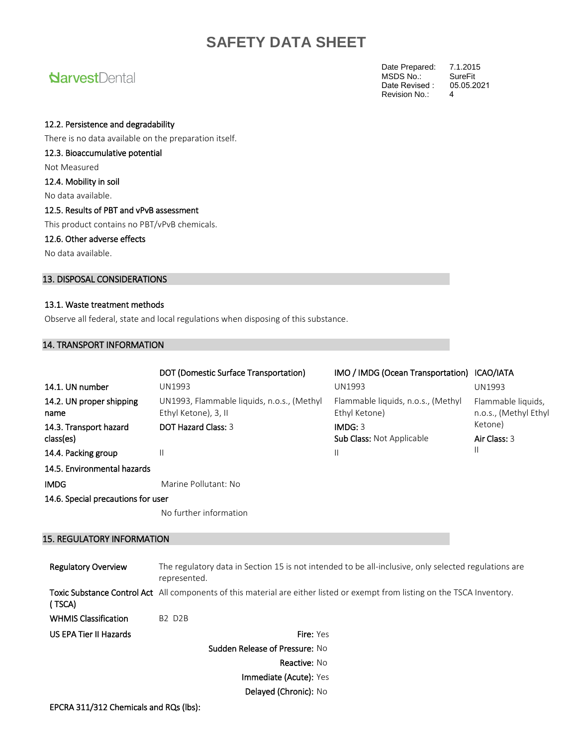### 12.2. Persistence and degradability

There is no data available on the preparation itself.

### 12.3. Bioaccumulative potential

Not Measured

### 12.4. Mobility in soil

No data available.

### 12.5. Results of PBT and vPvB assessment

This product contains no PBT/vPvB chemicals.

### 12.6. Other adverse effects

No data available.

## 13. DISPOSAL CONSIDERATIONS

### 13.1. Waste treatment methods

Observe all federal, state and local regulations when disposing of this substance.

## 14. TRANSPORT INFORMATION

| | DOT (Domestic Surface Transportation) | IMO / IMDG (Ocean Transportation) | ICAO/IATA |
|---|---|---|---|
| 14.1. UN number | UN1993 | UN1993 | UN1993 |
| 14.2. UN proper shipping name | UN1993, Flammable liquids, n.o.s., (Methyl Ethyl Ketone), 3, II | Flammable liquids, n.o.s., (Methyl Ethyl Ketone) | Flammable liquids, n.o.s., (Methyl Ethyl Ketone) |
| 14.3. Transport hazard class(es) | **DOT Hazard Class:** 3 | **IMDG:** 3<br>**Sub Class:** Not Applicable | **Air Class:** 3 |
| 14.4. Packing group | II | II | II |

**14.5. Environmental hazards**

**IMDG** Marine Pollutant: No

**14.6. Special precautions for user**

No further information

## 15. REGULATORY INFORMATION

**Regulatory Overview** The regulatory data in Section 15 is not intended to be all-inclusive, only selected regulations are represented.

**Toxic Substance Control Act ( TSCA)** All components of this material are either listed or exempt from listing on the TSCA Inventory.

**WHMIS Classification** B2 D2B

**US EPA Tier II Hazards**

**Fire:** Yes

**Sudden Release of Pressure:** No

**Reactive:** No

**Immediate (Acute):** Yes

**Delayed (Chronic):** No

**EPCRA 311/312 Chemicals and RQs (lbs):**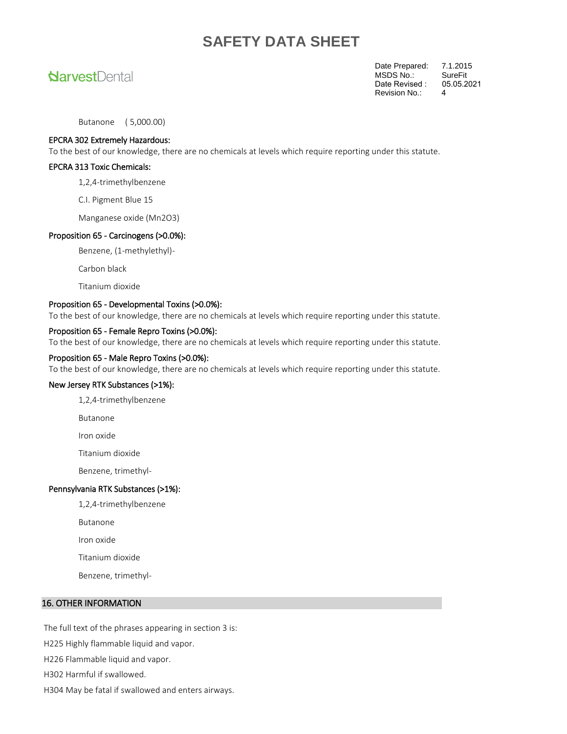Butanone ( 5,000.00)

**EPCRA 302 Extremely Hazardous:**

To the best of our knowledge, there are no chemicals at levels which require reporting under this statute.

**EPCRA 313 Toxic Chemicals:**

1,2,4-trimethylbenzene

C.I. Pigment Blue 15

Manganese oxide ($Mn_2O_3$)

**Proposition 65 - Carcinogens (>0.0%):**

Benzene, (1-methylethyl)-

Carbon black

Titanium dioxide

**Proposition 65 - Developmental Toxins (>0.0%):**

To the best of our knowledge, there are no chemicals at levels which require reporting under this statute.

**Proposition 65 - Female Repro Toxins (>0.0%):**

To the best of our knowledge, there are no chemicals at levels which require reporting under this statute.

**Proposition 65 - Male Repro Toxins (>0.0%):**

To the best of our knowledge, there are no chemicals at levels which require reporting under this statute.

**New Jersey RTK Substances (>1%):**

1,2,4-trimethylbenzene

Butanone

Iron oxide

Titanium dioxide

Benzene, trimethyl-

**Pennsylvania RTK Substances (>1%):**

1,2,4-trimethylbenzene

Butanone

Iron oxide

Titanium dioxide

Benzene, trimethyl-

## 16. OTHER INFORMATION

The full text of the phrases appearing in section 3 is:

H225 Highly flammable liquid and vapor.

H226 Flammable liquid and vapor.

H302 Harmful if swallowed.

H304 May be fatal if swallowed and enters airways.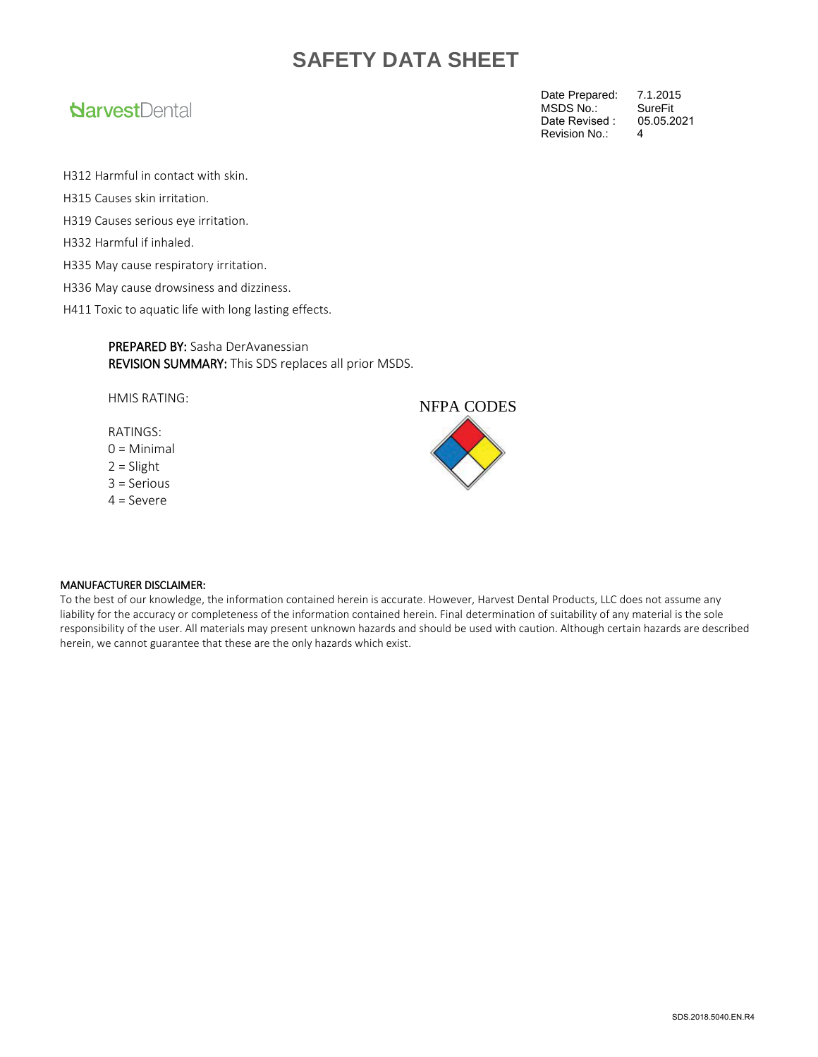# SAFETY DATA SHEET

HarvestDental

| | |
|---|---|
| Date Prepared: | 7.1.2015 |
| MSDS No.: | SureFit |
| Date Revised : | 05.05.2021 |
| Revision No.: | 4 |

H312 Harmful in contact with skin.

H315 Causes skin irritation.

H319 Causes serious eye irritation.

H332 Harmful if inhaled.

H335 May cause respiratory irritation.

H336 May cause drowsiness and dizziness.

H411 Toxic to aquatic life with long lasting effects.

**PREPARED BY:** Sasha DerAvanessian
**REVISION SUMMARY:** This SDS replaces all prior MSDS.

HMIS RATING:

NFPA CODES

RATINGS:
0 = Minimal
2 = Slight
3 = Serious
4 = Severe

**MANUFACTURER DISCLAIMER:**
To the best of our knowledge, the information contained herein is accurate. However, Harvest Dental Products, LLC does not assume any liability for the accuracy or completeness of the information contained herein. Final determination of suitability of any material is the sole responsibility of the user. All materials may present unknown hazards and should be used with caution. Although certain hazards are described herein, we cannot guarantee that these are the only hazards which exist.

SDS.2018.5040.EN.R4